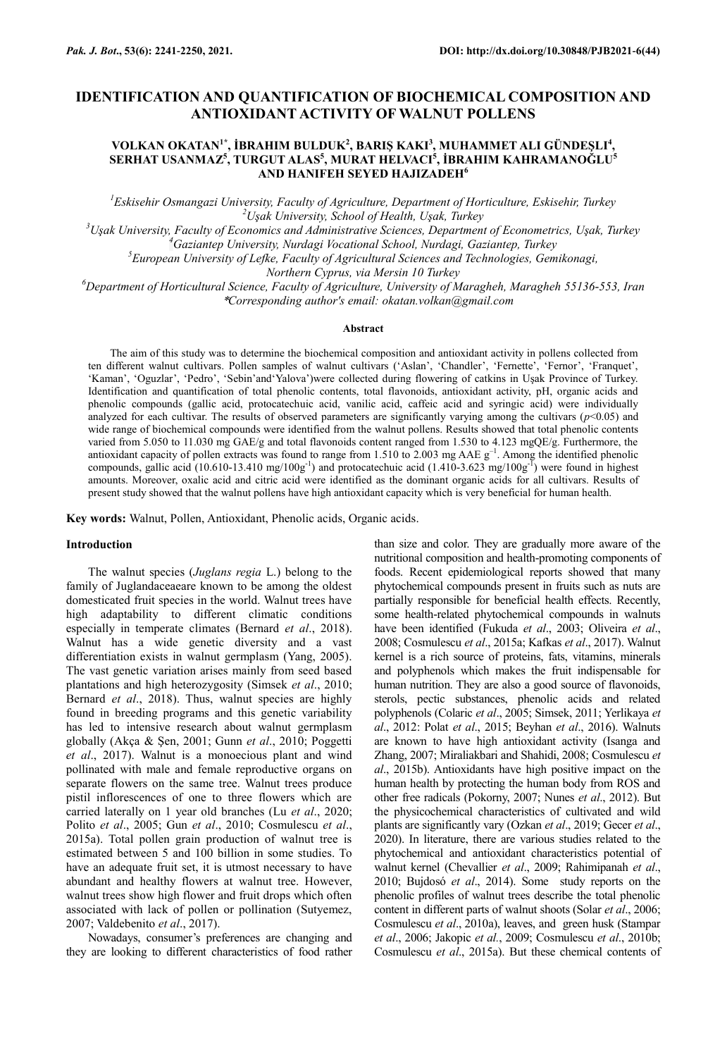// Journal header omitted (Pak. J. Bot., 53(6): 2241-2250, 2021. DOI: http://dx.doi.org/10.30848/PJB2021-6(44))

# IDENTIFICATION AND QUANTIFICATION OF BIOCHEMICAL COMPOSITION AND ANTIOXIDANT ACTIVITY OF WALNUT POLLENS

**VOLKAN OKATAN[1*], İBRAHIM BULDUK[2], BARIŞ KAKI[3], MUHAMMET ALI GÜNDEŞLI[4], SERHAT USANMAZ[5], TURGUT ALAS[5], MURAT HELVACI[5], İBRAHIM KAHRAMANOĞLU[5] AND HANIFEH SEYED HAJIZADEH[6]**

*[1]Eskisehir Osmangazi University, Faculty of Agriculture, Department of Horticulture, Eskisehir, Turkey*
*[2]Uşak University, School of Health, Uşak, Turkey*
*[3]Uşak University, Faculty of Economics and Administrative Sciences, Department of Econometrics, Uşak, Turkey*
*[4]Gaziantep University, Nurdagi Vocational School, Nurdagi, Gaziantep, Turkey*
*[5]European University of Lefke, Faculty of Agricultural Sciences and Technologies, Gemikonagi, Northern Cyprus, via Mersin 10 Turkey*
*[6]Department of Horticultural Science, Faculty of Agriculture, University of Maragheh, Maragheh 55136-553, Iran*
*\*Corresponding author's email: okatan.volkan@gmail.com*

### Abstract

The aim of this study was to determine the biochemical composition and antioxidant activity in pollens collected from ten different walnut cultivars. Pollen samples of walnut cultivars ('Aslan', 'Chandler', 'Fernette', 'Fernor', 'Franquet', 'Kaman', 'Oguzlar', 'Pedro', 'Sebin'and'Yalova')were collected during flowering of catkins in Uşak Province of Turkey. Identification and quantification of total phenolic contents, total flavonoids, antioxidant activity, pH, organic acids and phenolic compounds (gallic acid, protocatechuic acid, vanilic acid, caffeic acid and syringic acid) were individually analyzed for each cultivar. The results of observed parameters are significantly varying among the cultivars ($p<0.05$) and wide range of biochemical compounds were identified from the walnut pollens. Results showed that total phenolic contents varied from 5.050 to 11.030 mg GAE/g and total flavonoids content ranged from 1.530 to 4.123 mgQE/g. Furthermore, the antioxidant capacity of pollen extracts was found to range from 1.510 to 2.003 mg AAE $g^{-1}$. Among the identified phenolic compounds, gallic acid (10.610-13.410 mg/100$g^{-1}$) and protocatechuic acid (1.410-3.623 mg/100$g^{-1}$) were found in highest amounts. Moreover, oxalic acid and citric acid were identified as the dominant organic acids for all cultivars. Results of present study showed that the walnut pollens have high antioxidant capacity which is very beneficial for human health.

**Key words:** Walnut, Pollen, Antioxidant, Phenolic acids, Organic acids.

## Introduction

The walnut species (*Juglans regia* L.) belong to the family of Juglandaceaeare known to be among the oldest domesticated fruit species in the world. Walnut trees have high adaptability to different climatic conditions especially in temperate climates (Bernard *et al*., 2018). Walnut has a wide genetic diversity and a vast differentiation exists in walnut germplasm (Yang, 2005). The vast genetic variation arises mainly from seed based plantations and high heterozygosity (Simsek *et al*., 2010; Bernard *et al*., 2018). Thus, walnut species are highly found in breeding programs and this genetic variability has led to intensive research about walnut germplasm globally (Akça & Şen, 2001; Gunn *et al*., 2010; Poggetti *et al*., 2017). Walnut is a monoecious plant and wind pollinated with male and female reproductive organs on separate flowers on the same tree. Walnut trees produce pistil inflorescences of one to three flowers which are carried laterally on 1 year old branches (Lu *et al*., 2020; Polito *et al*., 2005; Gun *et al*., 2010; Cosmulescu *et al*., 2015a). Total pollen grain production of walnut tree is estimated between 5 and 100 billion in some studies. To have an adequate fruit set, it is utmost necessary to have abundant and healthy flowers at walnut tree. However, walnut trees show high flower and fruit drops which often associated with lack of pollen or pollination (Sutyemez, 2007; Valdebenito *et al*., 2017).

Nowadays, consumer's preferences are changing and they are looking to different characteristics of food rather than size and color. They are gradually more aware of the nutritional composition and health-promoting components of foods. Recent epidemiological reports showed that many phytochemical compounds present in fruits such as nuts are partially responsible for beneficial health effects. Recently, some health-related phytochemical compounds in walnuts have been identified (Fukuda *et al*., 2003; Oliveira *et al*., 2008; Cosmulescu *et al*., 2015a; Kafkas *et al*., 2017). Walnut kernel is a rich source of proteins, fats, vitamins, minerals and polyphenols which makes the fruit indispensable for human nutrition. They are also a good source of flavonoids, sterols, pectic substances, phenolic acids and related polyphenols (Colaric *et al*., 2005; Simsek, 2011; Yerlikaya *et al*., 2012: Polat *et al*., 2015; Beyhan *et al*., 2016). Walnuts are known to have high antioxidant activity (Isanga and Zhang, 2007; Miraliakbari and Shahidi, 2008; Cosmulescu *et al*., 2015b). Antioxidants have high positive impact on the human health by protecting the human body from ROS and other free radicals (Pokorny, 2007; Nunes *et al*., 2012). But the physicochemical characteristics of cultivated and wild plants are significantly vary (Ozkan *et al*., 2019; Gecer *et al*., 2020). In literature, there are various studies related to the phytochemical and antioxidant characteristics potential of walnut kernel (Chevallier *et al*., 2009; Rahimipanah *et al*., 2010; Bujdosó *et al*., 2014). Some study reports on the phenolic profiles of walnut trees describe the total phenolic content in different parts of walnut shoots (Solar *et al*., 2006; Cosmulescu *et al*., 2010a), leaves, and green husk (Stampar *et al*., 2006; Jakopic *et al*., 2009; Cosmulescu *et al*., 2010b; Cosmulescu *et al*., 2015a). But these chemical contents of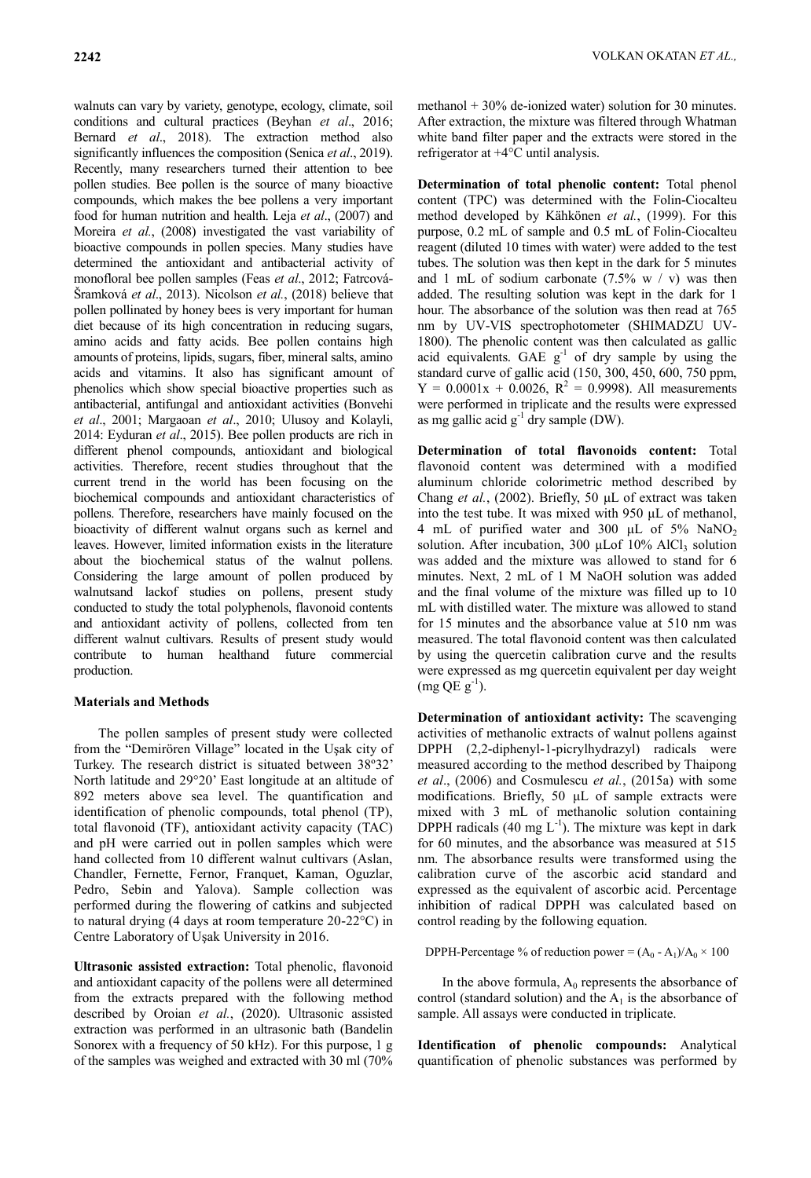walnuts can vary by variety, genotype, ecology, climate, soil conditions and cultural practices (Beyhan *et al*., 2016; Bernard *et al*., 2018). The extraction method also significantly influences the composition (Senica *et al*., 2019). Recently, many researchers turned their attention to bee pollen studies. Bee pollen is the source of many bioactive compounds, which makes the bee pollens a very important food for human nutrition and health. Leja *et al*., (2007) and Moreira *et al*., (2008) investigated the vast variability of bioactive compounds in pollen species. Many studies have determined the antioxidant and antibacterial activity of monofloral bee pollen samples (Feas *et al*., 2012; Fatrcová-Šramková *et al*., 2013). Nicolson *et al.*, (2018) believe that pollen pollinated by honey bees is very important for human diet because of its high concentration in reducing sugars, amino acids and fatty acids. Bee pollen contains high amounts of proteins, lipids, sugars, fiber, mineral salts, amino acids and vitamins. It also has significant amount of phenolics which show special bioactive properties such as antibacterial, antifungal and antioxidant activities (Bonvehi *et al*., 2001; Margaoan *et al*., 2010; Ulusoy and Kolayli, 2014: Eyduran *et al*., 2015). Bee pollen products are rich in different phenol compounds, antioxidant and biological activities. Therefore, recent studies throughout that the current trend in the world has been focusing on the biochemical compounds and antioxidant characteristics of pollens. Therefore, researchers have mainly focused on the bioactivity of different walnut organs such as kernel and leaves. However, limited information exists in the literature about the biochemical status of the walnut pollens. Considering the large amount of pollen produced by walnutsand lackof studies on pollens, present study conducted to study the total polyphenols, flavonoid contents and antioxidant activity of pollens, collected from ten different walnut cultivars. Results of present study would contribute to human healthand future commercial production.

## Materials and Methods

The pollen samples of present study were collected from the "Demirören Village" located in the Uşak city of Turkey. The research district is situated between 38º32' North latitude and 29°20' East longitude at an altitude of 892 meters above sea level. The quantification and identification of phenolic compounds, total phenol (TP), total flavonoid (TF), antioxidant activity capacity (TAC) and pH were carried out in pollen samples which were hand collected from 10 different walnut cultivars (Aslan, Chandler, Fernette, Fernor, Franquet, Kaman, Oguzlar, Pedro, Sebin and Yalova). Sample collection was performed during the flowering of catkins and subjected to natural drying (4 days at room temperature 20-22°C) in Centre Laboratory of Uşak University in 2016.

**Ultrasonic assisted extraction:** Total phenolic, flavonoid and antioxidant capacity of the pollens were all determined from the extracts prepared with the following method described by Oroian *et al.*, (2020). Ultrasonic assisted extraction was performed in an ultrasonic bath (Bandelin Sonorex with a frequency of 50 kHz). For this purpose, 1 g of the samples was weighed and extracted with 30 ml (70% methanol + 30% de-ionized water) solution for 30 minutes. After extraction, the mixture was filtered through Whatman white band filter paper and the extracts were stored in the refrigerator at +4°C until analysis.

**Determination of total phenolic content:** Total phenol content (TPC) was determined with the Folin-Ciocalteu method developed by Kähkönen *et al.*, (1999). For this purpose, 0.2 mL of sample and 0.5 mL of Folin-Ciocalteu reagent (diluted 10 times with water) were added to the test tubes. The solution was then kept in the dark for 5 minutes and 1 mL of sodium carbonate (7.5% w / v) was then added. The resulting solution was kept in the dark for 1 hour. The absorbance of the solution was then read at 765 nm by UV-VIS spectrophotometer (SHIMADZU UV-1800). The phenolic content was then calculated as gallic acid equivalents. GAE $g^{-1}$ of dry sample by using the standard curve of gallic acid (150, 300, 450, 600, 750 ppm, $Y = 0.0001x + 0.0026$, $R^2 = 0.9998$). All measurements were performed in triplicate and the results were expressed as mg gallic acid $g^{-1}$ dry sample (DW).

**Determination of total flavonoids content:** Total flavonoid content was determined with a modified aluminum chloride colorimetric method described by Chang *et al.*, (2002). Briefly, 50 µL of extract was taken into the test tube. It was mixed with 950 µL of methanol, 4 mL of purified water and 300 µL of 5% $NaNO_2$ solution. After incubation, 300 µLof 10% $AlCl_3$ solution was added and the mixture was allowed to stand for 6 minutes. Next, 2 mL of 1 M NaOH solution was added and the final volume of the mixture was filled up to 10 mL with distilled water. The mixture was allowed to stand for 15 minutes and the absorbance value at 510 nm was measured. The total flavonoid content was then calculated by using the quercetin calibration curve and the results were expressed as mg quercetin equivalent per day weight (mg QE $g^{-1}$).

**Determination of antioxidant activity:** The scavenging activities of methanolic extracts of walnut pollens against DPPH (2,2-diphenyl-1-picrylhydrazyl) radicals were measured according to the method described by Thaipong *et al*., (2006) and Cosmulescu *et al.*, (2015a) with some modifications. Briefly, 50 µL of sample extracts were mixed with 3 mL of methanolic solution containing DPPH radicals (40 mg $L^{-1}$). The mixture was kept in dark for 60 minutes, and the absorbance was measured at 515 nm. The absorbance results were transformed using the calibration curve of the ascorbic acid standard and expressed as the equivalent of ascorbic acid. Percentage inhibition of radical DPPH was calculated based on control reading by the following equation.

$$\text{DPPH-Percentage \% of reduction power} = (A_0 - A_1)/A_0 \times 100$$

In the above formula, $A_0$ represents the absorbance of control (standard solution) and the $A_1$ is the absorbance of sample. All assays were conducted in triplicate.

**Identification of phenolic compounds:** Analytical quantification of phenolic substances was performed by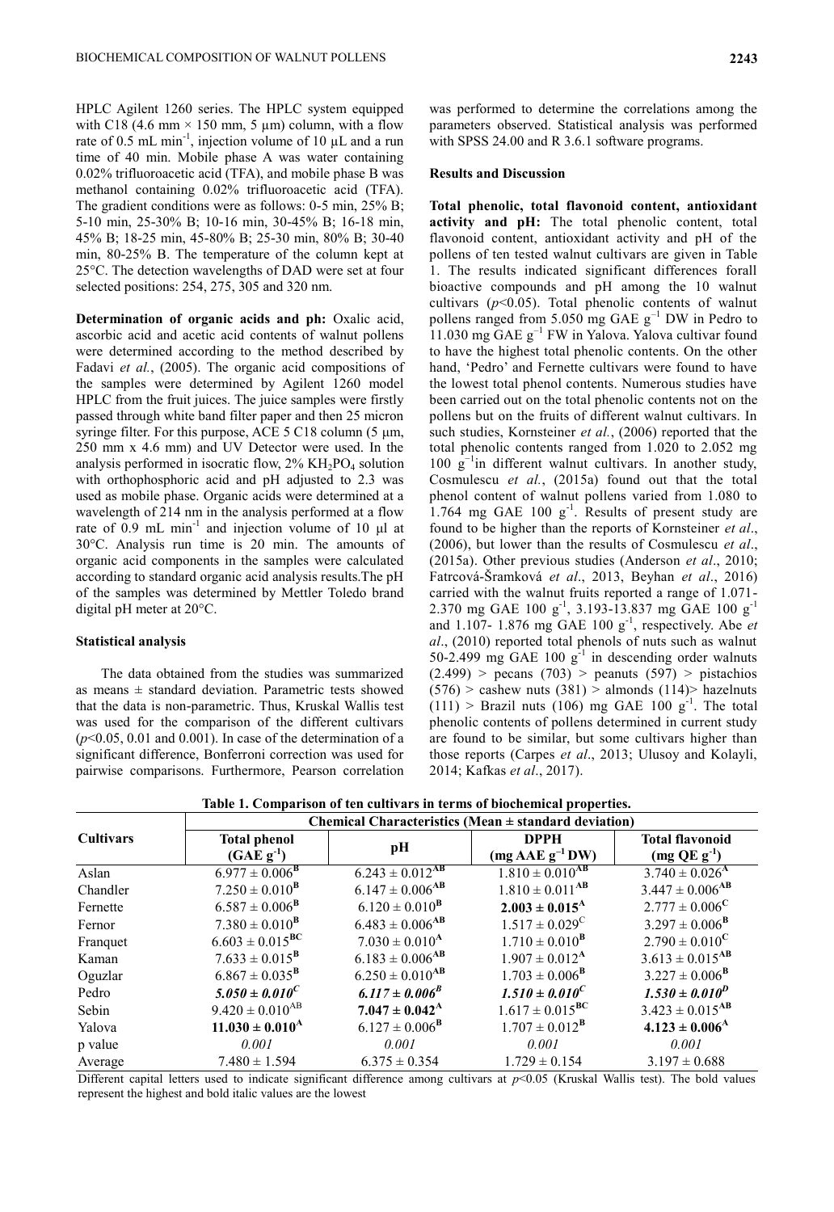HPLC Agilent 1260 series. The HPLC system equipped with C18 (4.6 mm × 150 mm, 5 μm) column, with a flow rate of 0.5 mL min$^{-1}$, injection volume of 10 μL and a run time of 40 min. Mobile phase A was water containing 0.02% trifluoroacetic acid (TFA), and mobile phase B was methanol containing 0.02% trifluoroacetic acid (TFA). The gradient conditions were as follows: 0-5 min, 25% B; 5-10 min, 25-30% B; 10-16 min, 30-45% B; 16-18 min, 45% B; 18-25 min, 45-80% B; 25-30 min, 80% B; 30-40 min, 80-25% B. The temperature of the column kept at 25°C. The detection wavelengths of DAD were set at four selected positions: 254, 275, 305 and 320 nm.

**Determination of organic acids and ph:** Oxalic acid, ascorbic acid and acetic acid contents of walnut pollens were determined according to the method described by Fadavi *et al.*, (2005). The organic acid compositions of the samples were determined by Agilent 1260 model HPLC from the fruit juices. The juice samples were firstly passed through white band filter paper and then 25 micron syringe filter. For this purpose, ACE 5 C18 column (5 μm, 250 mm x 4.6 mm) and UV Detector were used. In the analysis performed in isocratic flow, 2% $KH_2PO_4$ solution with orthophosphoric acid and pH adjusted to 2.3 was used as mobile phase. Organic acids were determined at a wavelength of 214 nm in the analysis performed at a flow rate of 0.9 mL min$^{-1}$ and injection volume of 10 μl at 30°C. Analysis run time is 20 min. The amounts of organic acid components in the samples were calculated according to standard organic acid analysis results.The pH of the samples was determined by Mettler Toledo brand digital pH meter at 20°C.

### Statistical analysis

The data obtained from the studies was summarized as means ± standard deviation. Parametric tests showed that the data is non-parametric. Thus, Kruskal Wallis test was used for the comparison of the different cultivars ($p$<0.05, 0.01 and 0.001). In case of the determination of a significant difference, Bonferroni correction was used for pairwise comparisons. Furthermore, Pearson correlation was performed to determine the correlations among the parameters observed. Statistical analysis was performed with SPSS 24.00 and R 3.6.1 software programs.

## Results and Discussion

**Total phenolic, total flavonoid content, antioxidant activity and pH:** The total phenolic content, total flavonoid content, antioxidant activity and pH of the pollens of ten tested walnut cultivars are given in Table 1. The results indicated significant differences forall bioactive compounds and pH among the 10 walnut cultivars ($p$<0.05). Total phenolic contents of walnut pollens ranged from 5.050 mg GAE g$^{-1}$ DW in Pedro to 11.030 mg GAE g$^{-1}$ FW in Yalova. Yalova cultivar found to have the highest total phenolic contents. On the other hand, 'Pedro' and Fernette cultivars were found to have the lowest total phenol contents. Numerous studies have been carried out on the total phenolic contents not on the pollens but on the fruits of different walnut cultivars. In such studies, Kornsteiner *et al.*, (2006) reported that the total phenolic contents ranged from 1.020 to 2.052 mg 100 g$^{-1}$in different walnut cultivars. In another study, Cosmulescu *et al.*, (2015a) found out that the total phenol content of walnut pollens varied from 1.080 to 1.764 mg GAE 100 g$^{-1}$. Results of present study are found to be higher than the reports of Kornsteiner *et al*., (2006), but lower than the results of Cosmulescu *et al*., (2015a). Other previous studies (Anderson *et al*., 2010; Fatrcová-Šramková *et al*., 2013, Beyhan *et al*., 2016) carried with the walnut fruits reported a range of 1.071-2.370 mg GAE 100 g$^{-1}$, 3.193-13.837 mg GAE 100 g$^{-1}$ and 1.107- 1.876 mg GAE 100 g$^{-1}$, respectively. Abe *et al*., (2010) reported total phenols of nuts such as walnut 50-2.499 mg GAE 100 g$^{-1}$ in descending order walnuts (2.499) > pecans (703) > peanuts (597) > pistachios (576) > cashew nuts (381) > almonds (114)> hazelnuts (111) > Brazil nuts (106) mg GAE 100 g$^{-1}$. The total phenolic contents of pollens determined in current study are found to be similar, but some cultivars higher than those reports (Carpes *et al*., 2013; Ulusoy and Kolayli, 2014; Kafkas *et al*., 2017).

**Table 1. Comparison of ten cultivars in terms of biochemical properties.**

| Cultivars | Chemical Characteristics (Mean ± standard deviation) | | | |
|---|---|---|---|---|
| | Total phenol (GAE g$^{-1}$) | pH | DPPH (mg AAE g$^{-1}$ DW) | Total flavonoid (mg QE g$^{-1}$) |
| Aslan | 6.977 ± 0.006$^{B}$ | 6.243 ± 0.012$^{AB}$ | 1.810 ± 0.010$^{AB}$ | 3.740 ± 0.026$^{A}$ |
| Chandler | 7.250 ± 0.010$^{B}$ | 6.147 ± 0.006$^{AB}$ | 1.810 ± 0.011$^{AB}$ | 3.447 ± 0.006$^{AB}$ |
| Fernette | 6.587 ± 0.006$^{B}$ | 6.120 ± 0.010$^{B}$ | **2.003 ± 0.015$^{A}$** | 2.777 ± 0.006$^{C}$ |
| Fernor | 7.380 ± 0.010$^{B}$ | 6.483 ± 0.006$^{AB}$ | 1.517 ± 0.029$^{C}$ | 3.297 ± 0.006$^{B}$ |
| Franquet | 6.603 ± 0.015$^{BC}$ | 7.030 ± 0.010$^{A}$ | 1.710 ± 0.010$^{B}$ | 2.790 ± 0.010$^{C}$ |
| Kaman | 7.633 ± 0.015$^{B}$ | 6.183 ± 0.006$^{AB}$ | 1.907 ± 0.012$^{A}$ | 3.613 ± 0.015$^{AB}$ |
| Oguzlar | 6.867 ± 0.035$^{B}$ | 6.250 ± 0.010$^{AB}$ | 1.703 ± 0.006$^{B}$ | 3.227 ± 0.006$^{B}$ |
| Pedro | ***5.050 ± 0.010$^{C}$*** | ***6.117 ± 0.006$^{B}$*** | ***1.510 ± 0.010$^{C}$*** | ***1.530 ± 0.010$^{D}$*** |
| Sebin | 9.420 ± 0.010$^{AB}$ | **7.047 ± 0.042$^{A}$** | 1.617 ± 0.015$^{BC}$ | 3.423 ± 0.015$^{AB}$ |
| Yalova | **11.030 ± 0.010$^{A}$** | 6.127 ± 0.006$^{B}$ | 1.707 ± 0.012$^{B}$ | **4.123 ± 0.006$^{A}$** |
| p value | *0.001* | *0.001* | *0.001* | *0.001* |
| Average | 7.480 ± 1.594 | 6.375 ± 0.354 | 1.729 ± 0.154 | 3.197 ± 0.688 |

Different capital letters used to indicate significant difference among cultivars at $p$<0.05 (Kruskal Wallis test). The bold values represent the highest and bold italic values are the lowest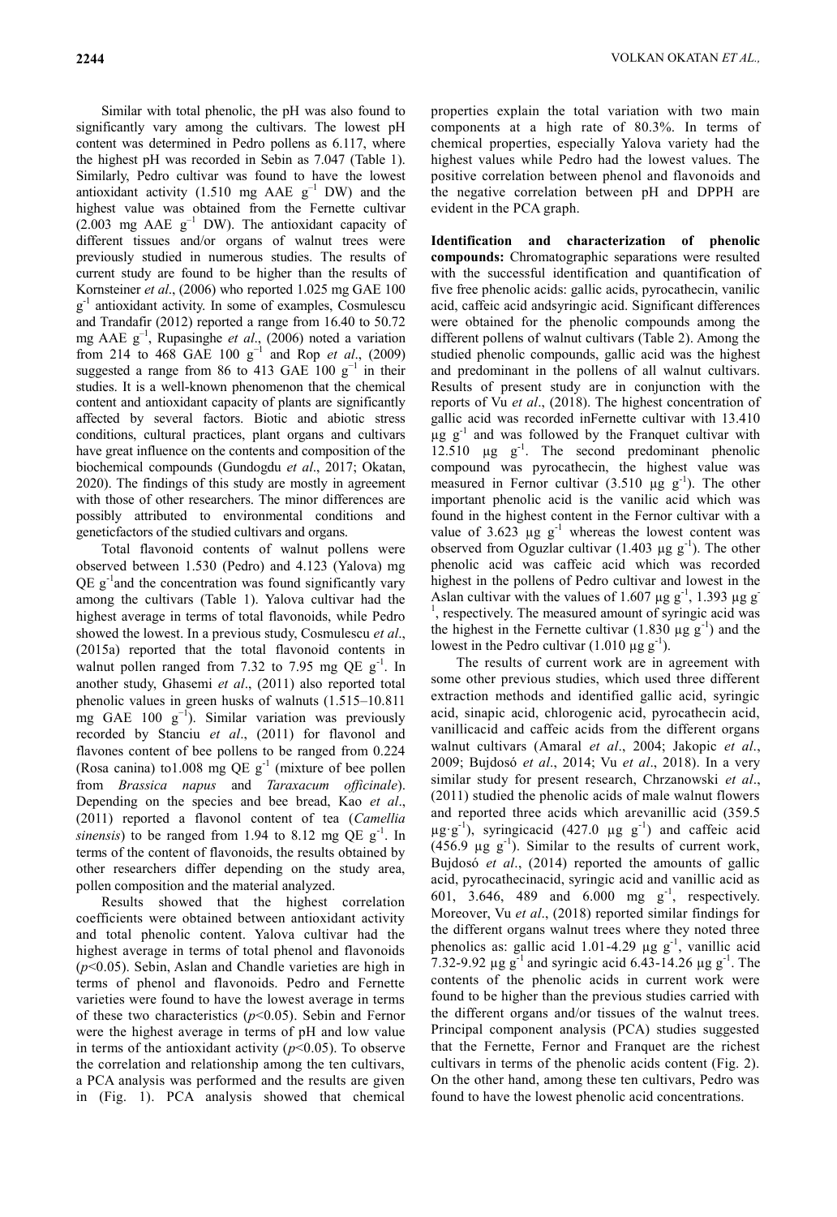Similar with total phenolic, the pH was also found to significantly vary among the cultivars. The lowest pH content was determined in Pedro pollens as 6.117, where the highest pH was recorded in Sebin as 7.047 (Table 1). Similarly, Pedro cultivar was found to have the lowest antioxidant activity (1.510 mg AAE $g^{-1}$ DW) and the highest value was obtained from the Fernette cultivar (2.003 mg AAE $g^{-1}$ DW). The antioxidant capacity of different tissues and/or organs of walnut trees were previously studied in numerous studies. The results of current study are found to be higher than the results of Kornsteiner *et al*., (2006) who reported 1.025 mg GAE 100 $g^{-1}$ antioxidant activity. In some of examples, Cosmulescu and Trandafir (2012) reported a range from 16.40 to 50.72 mg AAE $g^{-1}$, Rupasinghe *et al*., (2006) noted a variation from 214 to 468 GAE 100 $g^{-1}$ and Rop *et al*., (2009) suggested a range from 86 to 413 GAE 100 $g^{-1}$ in their studies. It is a well-known phenomenon that the chemical content and antioxidant capacity of plants are significantly affected by several factors. Biotic and abiotic stress conditions, cultural practices, plant organs and cultivars have great influence on the contents and composition of the biochemical compounds (Gundogdu *et al*., 2017; Okatan, 2020). The findings of this study are mostly in agreement with those of other researchers. The minor differences are possibly attributed to environmental conditions and geneticfactors of the studied cultivars and organs.

Total flavonoid contents of walnut pollens were observed between 1.530 (Pedro) and 4.123 (Yalova) mg QE $g^{-1}$and the concentration was found significantly vary among the cultivars (Table 1). Yalova cultivar had the highest average in terms of total flavonoids, while Pedro showed the lowest. In a previous study, Cosmulescu *et al*., (2015a) reported that the total flavonoid contents in walnut pollen ranged from 7.32 to 7.95 mg QE $g^{-1}$. In another study, Ghasemi *et al*., (2011) also reported total phenolic values in green husks of walnuts (1.515–10.811 mg GAE 100 $g^{-1}$). Similar variation was previously recorded by Stanciu *et al*., (2011) for flavonol and flavones content of bee pollens to be ranged from 0.224 (Rosa canina) to1.008 mg QE $g^{-1}$ (mixture of bee pollen from *Brassica napus* and *Taraxacum officinale*). Depending on the species and bee bread, Kao *et al*., (2011) reported a flavonol content of tea (*Camellia sinensis*) to be ranged from 1.94 to 8.12 mg QE $g^{-1}$. In terms of the content of flavonoids, the results obtained by other researchers differ depending on the study area, pollen composition and the material analyzed.

Results showed that the highest correlation coefficients were obtained between antioxidant activity and total phenolic content. Yalova cultivar had the highest average in terms of total phenol and flavonoids ($p<0.05$). Sebin, Aslan and Chandle varieties are high in terms of phenol and flavonoids. Pedro and Fernette varieties were found to have the lowest average in terms of these two characteristics ($p<0.05$). Sebin and Fernor were the highest average in terms of pH and low value in terms of the antioxidant activity ($p<0.05$). To observe the correlation and relationship among the ten cultivars, a PCA analysis was performed and the results are given in (Fig. 1). PCA analysis showed that chemical properties explain the total variation with two main components at a high rate of 80.3%. In terms of chemical properties, especially Yalova variety had the highest values while Pedro had the lowest values. The positive correlation between phenol and flavonoids and the negative correlation between pH and DPPH are evident in the PCA graph.

**Identification and characterization of phenolic compounds:** Chromatographic separations were resulted with the successful identification and quantification of five free phenolic acids: gallic acids, pyrocathecin, vanilic acid, caffeic acid andsyringic acid. Significant differences were obtained for the phenolic compounds among the different pollens of walnut cultivars (Table 2). Among the studied phenolic compounds, gallic acid was the highest and predominant in the pollens of all walnut cultivars. Results of present study are in conjunction with the reports of Vu *et al*., (2018). The highest concentration of gallic acid was recorded inFernette cultivar with 13.410 µg $g^{-1}$ and was followed by the Franquet cultivar with 12.510 µg $g^{-1}$. The second predominant phenolic compound was pyrocathecin, the highest value was measured in Fernor cultivar (3.510 µg $g^{-1}$). The other important phenolic acid is the vanilic acid which was found in the highest content in the Fernor cultivar with a value of 3.623 µg $g^{-1}$ whereas the lowest content was observed from Oguzlar cultivar (1.403 µg $g^{-1}$). The other phenolic acid was caffeic acid which was recorded highest in the pollens of Pedro cultivar and lowest in the Aslan cultivar with the values of 1.607 µg $g^{-1}$, 1.393 µg $g^{-1}$, respectively. The measured amount of syringic acid was the highest in the Fernette cultivar (1.830 µg $g^{-1}$) and the lowest in the Pedro cultivar (1.010 µg $g^{-1}$).

The results of current work are in agreement with some other previous studies, which used three different extraction methods and identified gallic acid, syringic acid, sinapic acid, chlorogenic acid, pyrocathecin acid, vanillicacid and caffeic acids from the different organs walnut cultivars (Amaral *et al*., 2004; Jakopic *et al*., 2009; Bujdosó *et al*., 2014; Vu *et al*., 2018). In a very similar study for present research, Chrzanowski *et al*., (2011) studied the phenolic acids of male walnut flowers and reported three acids which arevanillic acid (359.5 µg·$g^{-1}$), syringicacid (427.0 µg $g^{-1}$) and caffeic acid (456.9 µg $g^{-1}$). Similar to the results of current work, Bujdosó *et al*., (2014) reported the amounts of gallic acid, pyrocathecinacid, syringic acid and vanillic acid as 601, 3.646, 489 and 6.000 mg $g^{-1}$, respectively. Moreover, Vu *et al*., (2018) reported similar findings for the different organs walnut trees where they noted three phenolics as: gallic acid 1.01-4.29 µg $g^{-1}$, vanillic acid 7.32-9.92 µg $g^{-1}$ and syringic acid 6.43-14.26 µg $g^{-1}$. The contents of the phenolic acids in current work were found to be higher than the previous studies carried with the different organs and/or tissues of the walnut trees. Principal component analysis (PCA) studies suggested that the Fernette, Fernor and Franquet are the richest cultivars in terms of the phenolic acids content (Fig. 2). On the other hand, among these ten cultivars, Pedro was found to have the lowest phenolic acid concentrations.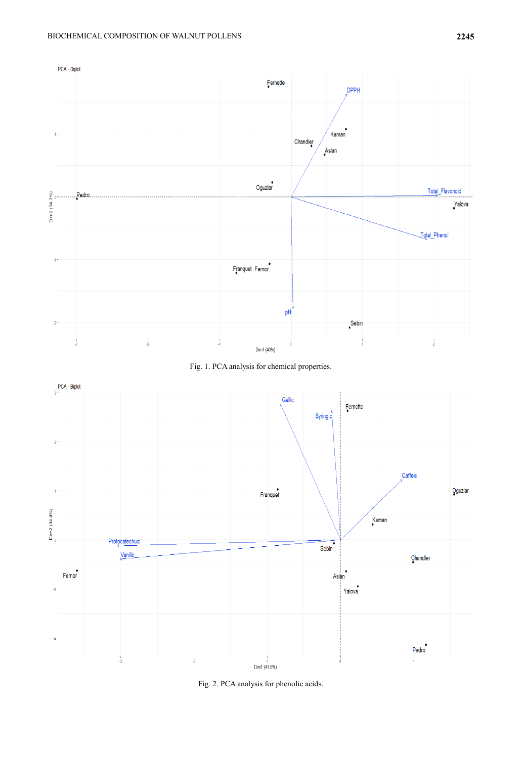Fig. 1. PCA analysis for chemical properties.

Fig. 2. PCA analysis for phenolic acids.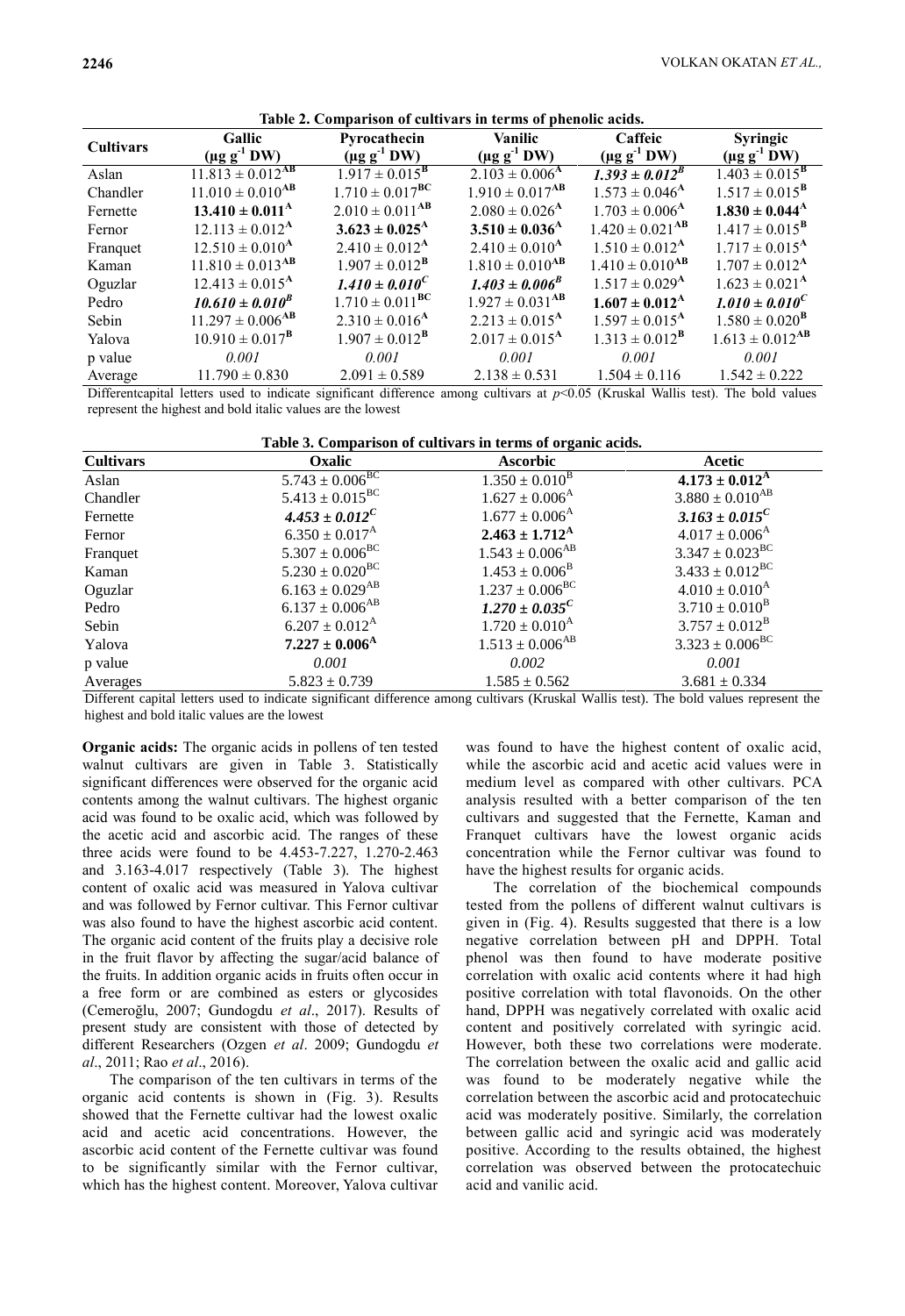**Table 2. Comparison of cultivars in terms of phenolic acids.**

| Cultivars | Gallic ($\mu g\ g^{-1}$ DW) | Pyrocathecin ($\mu g\ g^{-1}$ DW) | Vanilic ($\mu g\ g^{-1}$ DW) | Caffeic ($\mu g\ g^{-1}$ DW) | Syringic ($\mu g\ g^{-1}$ DW) |
|---|---|---|---|---|---|
| Aslan | $11.813 \pm 0.012^{AB}$ | $1.917 \pm 0.015^{B}$ | $2.103 \pm 0.006^{A}$ | ***$1.393 \pm 0.012^{B}$*** | $1.403 \pm 0.015^{B}$ |
| Chandler | $11.010 \pm 0.010^{AB}$ | $1.710 \pm 0.017^{BC}$ | $1.910 \pm 0.017^{AB}$ | $1.573 \pm 0.046^{A}$ | $1.517 \pm 0.015^{B}$ |
| Fernette | **$13.410 \pm 0.011^{A}$** | $2.010 \pm 0.011^{AB}$ | $2.080 \pm 0.026^{A}$ | $1.703 \pm 0.006^{A}$ | **$1.830 \pm 0.044^{A}$** |
| Fernor | $12.113 \pm 0.012^{A}$ | **$3.623 \pm 0.025^{A}$** | **$3.510 \pm 0.036^{A}$** | $1.420 \pm 0.021^{AB}$ | $1.417 \pm 0.015^{B}$ |
| Franquet | $12.510 \pm 0.010^{A}$ | $2.410 \pm 0.012^{A}$ | $2.410 \pm 0.010^{A}$ | $1.510 \pm 0.012^{A}$ | $1.717 \pm 0.015^{A}$ |
| Kaman | $11.810 \pm 0.013^{AB}$ | $1.907 \pm 0.012^{B}$ | $1.810 \pm 0.010^{AB}$ | $1.410 \pm 0.010^{AB}$ | $1.707 \pm 0.012^{A}$ |
| Oguzlar | $12.413 \pm 0.015^{A}$ | ***$1.410 \pm 0.010^{C}$*** | ***$1.403 \pm 0.006^{B}$*** | $1.517 \pm 0.029^{A}$ | $1.623 \pm 0.021^{A}$ |
| Pedro | ***$10.610 \pm 0.010^{B}$*** | $1.710 \pm 0.011^{BC}$ | $1.927 \pm 0.031^{AB}$ | **$1.607 \pm 0.012^{A}$** | ***$1.010 \pm 0.010^{C}$*** |
| Sebin | $11.297 \pm 0.006^{AB}$ | $2.310 \pm 0.016^{A}$ | $2.213 \pm 0.015^{A}$ | $1.597 \pm 0.015^{A}$ | $1.580 \pm 0.020^{B}$ |
| Yalova | $10.910 \pm 0.017^{B}$ | $1.907 \pm 0.012^{B}$ | $2.017 \pm 0.015^{A}$ | $1.313 \pm 0.012^{B}$ | $1.613 \pm 0.012^{AB}$ |
| p value | *0.001* | *0.001* | *0.001* | *0.001* | *0.001* |
| Average | $11.790 \pm 0.830$ | $2.091 \pm 0.589$ | $2.138 \pm 0.531$ | $1.504 \pm 0.116$ | $1.542 \pm 0.222$ |

Differentcapital letters used to indicate significant difference among cultivars at $p<0.05$ (Kruskal Wallis test). The bold values represent the highest and bold italic values are the lowest

**Table 3. Comparison of cultivars in terms of organic acids.**

| Cultivars | Oxalic | Ascorbic | Acetic |
|---|---|---|---|
| Aslan | $5.743 \pm 0.006^{BC}$ | $1.350 \pm 0.010^{B}$ | **$4.173 \pm 0.012^{A}$** |
| Chandler | $5.413 \pm 0.015^{BC}$ | $1.627 \pm 0.006^{A}$ | $3.880 \pm 0.010^{AB}$ |
| Fernette | ***$4.453 \pm 0.012^{C}$*** | $1.677 \pm 0.006^{A}$ | ***$3.163 \pm 0.015^{C}$*** |
| Fernor | $6.350 \pm 0.017^{A}$ | **$2.463 \pm 1.712^{A}$** | $4.017 \pm 0.006^{A}$ |
| Franquet | $5.307 \pm 0.006^{BC}$ | $1.543 \pm 0.006^{AB}$ | $3.347 \pm 0.023^{BC}$ |
| Kaman | $5.230 \pm 0.020^{BC}$ | $1.453 \pm 0.006^{B}$ | $3.433 \pm 0.012^{BC}$ |
| Oguzlar | $6.163 \pm 0.029^{AB}$ | $1.237 \pm 0.006^{BC}$ | $4.010 \pm 0.010^{A}$ |
| Pedro | $6.137 \pm 0.006^{AB}$ | ***$1.270 \pm 0.035^{C}$*** | $3.710 \pm 0.010^{B}$ |
| Sebin | $6.207 \pm 0.012^{A}$ | $1.720 \pm 0.010^{A}$ | $3.757 \pm 0.012^{B}$ |
| Yalova | **$7.227 \pm 0.006^{A}$** | $1.513 \pm 0.006^{AB}$ | $3.323 \pm 0.006^{BC}$ |
| p value | *0.001* | *0.002* | *0.001* |
| Averages | $5.823 \pm 0.739$ | $1.585 \pm 0.562$ | $3.681 \pm 0.334$ |

Different capital letters used to indicate significant difference among cultivars (Kruskal Wallis test). The bold values represent the highest and bold italic values are the lowest

**Organic acids:** The organic acids in pollens of ten tested walnut cultivars are given in Table 3. Statistically significant differences were observed for the organic acid contents among the walnut cultivars. The highest organic acid was found to be oxalic acid, which was followed by the acetic acid and ascorbic acid. The ranges of these three acids were found to be 4.453-7.227, 1.270-2.463 and 3.163-4.017 respectively (Table 3). The highest content of oxalic acid was measured in Yalova cultivar and was followed by Fernor cultivar. This Fernor cultivar was also found to have the highest ascorbic acid content. The organic acid content of the fruits play a decisive role in the fruit flavor by affecting the sugar/acid balance of the fruits. In addition organic acids in fruits often occur in a free form or are combined as esters or glycosides (Cemeroğlu, 2007; Gundogdu *et al*., 2017). Results of present study are consistent with those of detected by different Researchers (Ozgen *et al*. 2009; Gundogdu *et al*., 2011; Rao *et al*., 2016).

The comparison of the ten cultivars in terms of the organic acid contents is shown in (Fig. 3). Results showed that the Fernette cultivar had the lowest oxalic acid and acetic acid concentrations. However, the ascorbic acid content of the Fernette cultivar was found to be significantly similar with the Fernor cultivar, which has the highest content. Moreover, Yalova cultivar was found to have the highest content of oxalic acid, while the ascorbic acid and acetic acid values were in medium level as compared with other cultivars. PCA analysis resulted with a better comparison of the ten cultivars and suggested that the Fernette, Kaman and Franquet cultivars have the lowest organic acids concentration while the Fernor cultivar was found to have the highest results for organic acids.

The correlation of the biochemical compounds tested from the pollens of different walnut cultivars is given in (Fig. 4). Results suggested that there is a low negative correlation between pH and DPPH. Total phenol was then found to have moderate positive correlation with oxalic acid contents where it had high positive correlation with total flavonoids. On the other hand, DPPH was negatively correlated with oxalic acid content and positively correlated with syringic acid. However, both these two correlations were moderate. The correlation between the oxalic acid and gallic acid was found to be moderately negative while the correlation between the ascorbic acid and protocatechuic acid was moderately positive. Similarly, the correlation between gallic acid and syringic acid was moderately positive. According to the results obtained, the highest correlation was observed between the protocatechuic acid and vanilic acid.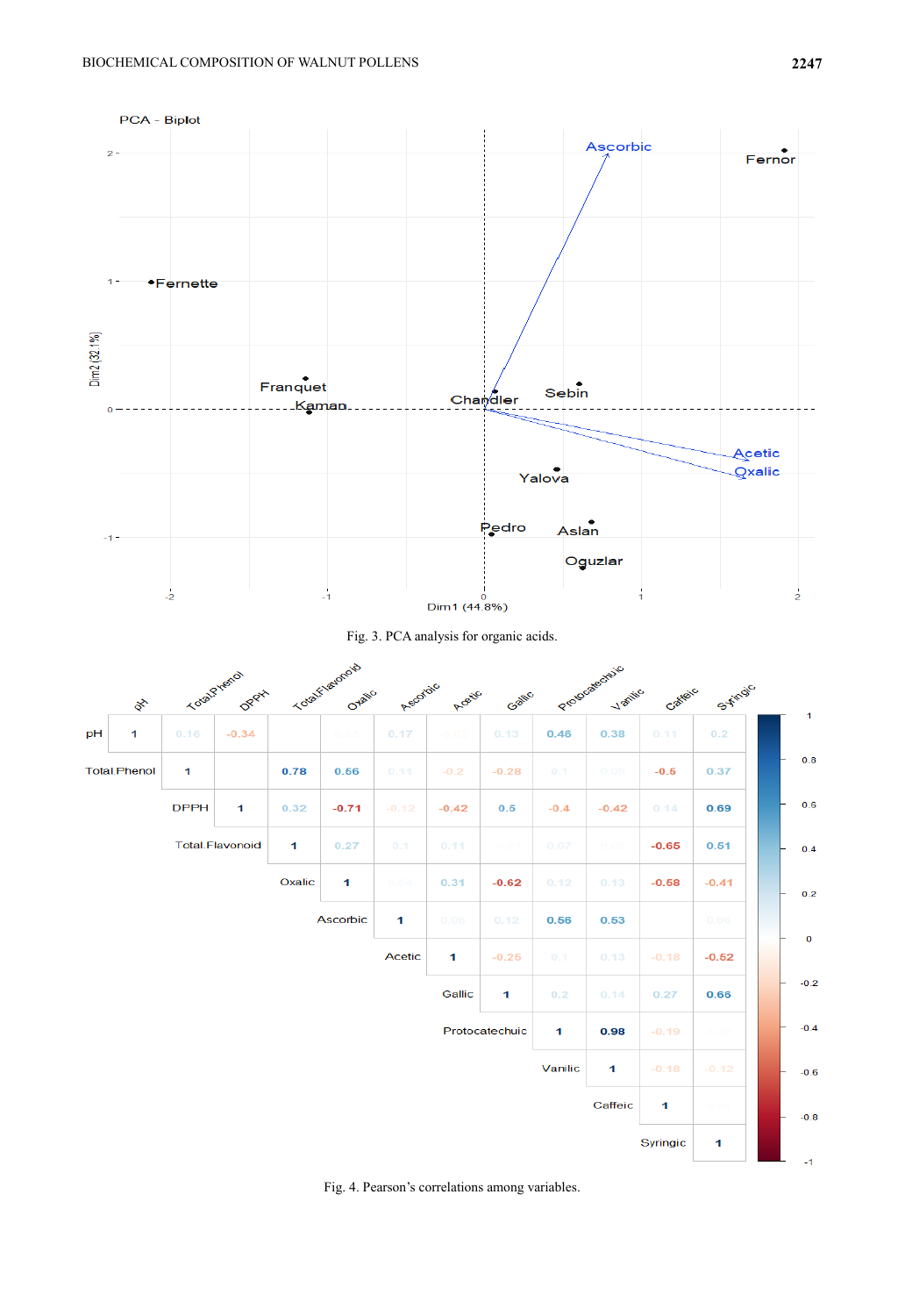Fig. 3. PCA analysis for organic acids.

Fig. 4. Pearson's correlations among variables.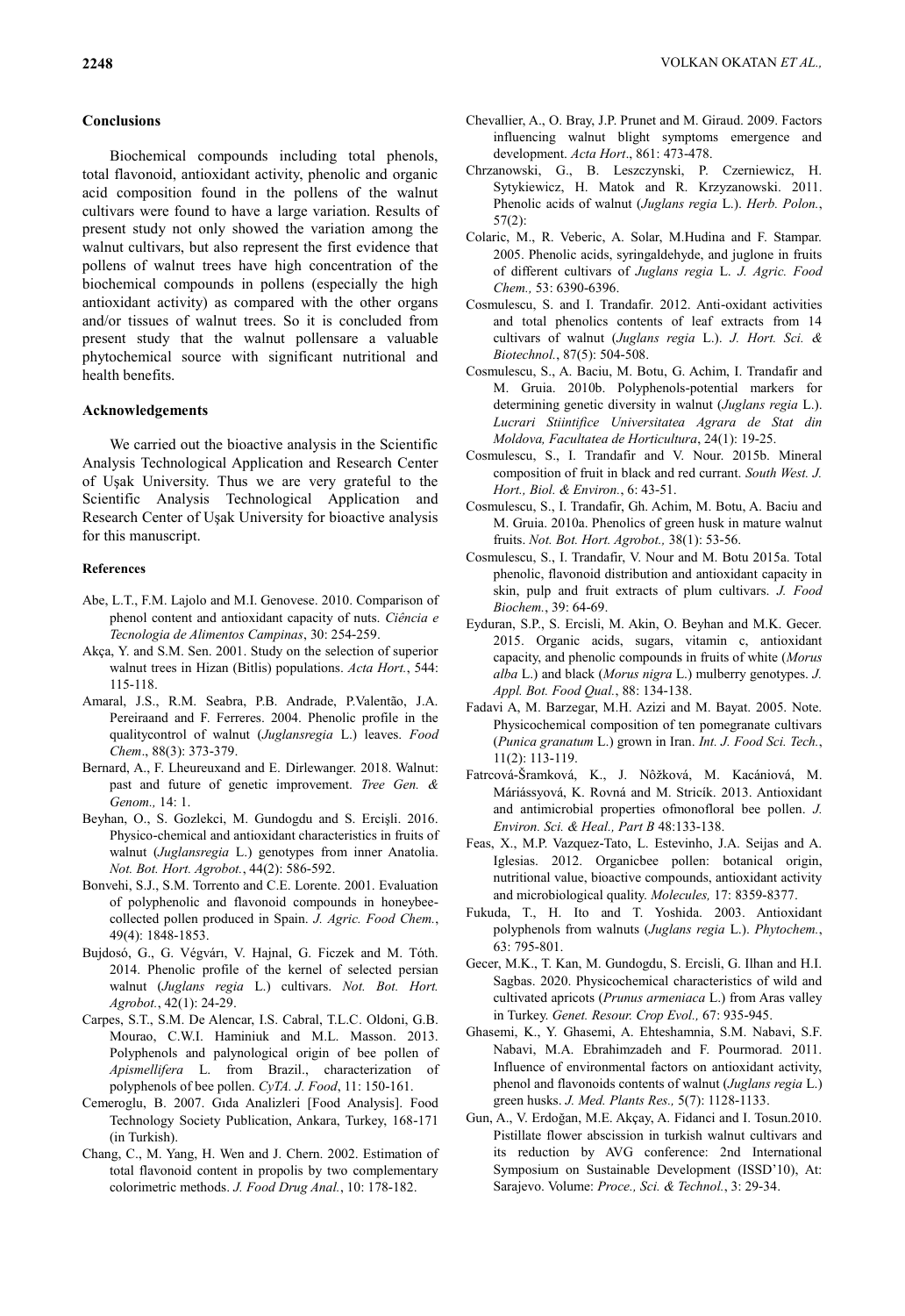### Conclusions

Biochemical compounds including total phenols, total flavonoid, antioxidant activity, phenolic and organic acid composition found in the pollens of the walnut cultivars were found to have a large variation. Results of present study not only showed the variation among the walnut cultivars, but also represent the first evidence that pollens of walnut trees have high concentration of the biochemical compounds in pollens (especially the high antioxidant activity) as compared with the other organs and/or tissues of walnut trees. So it is concluded from present study that the walnut pollensare a valuable phytochemical source with significant nutritional and health benefits.

### Acknowledgements

We carried out the bioactive analysis in the Scientific Analysis Technological Application and Research Center of Uşak University. Thus we are very grateful to the Scientific Analysis Technological Application and Research Center of Uşak University for bioactive analysis for this manuscript.

#### References

Abe, L.T., F.M. Lajolo and M.I. Genovese. 2010. Comparison of phenol content and antioxidant capacity of nuts. *Ciência e Tecnologia de Alimentos Campinas*, 30: 254-259.

Akça, Y. and S.M. Sen. 2001. Study on the selection of superior walnut trees in Hizan (Bitlis) populations. *Acta Hort.*, 544: 115-118.

Amaral, J.S., R.M. Seabra, P.B. Andrade, P.Valentão, J.A. Pereiraand and F. Ferreres. 2004. Phenolic profile in the qualitycontrol of walnut (*Juglansregia* L.) leaves. *Food Chem*., 88(3): 373-379.

Bernard, A., F. Lheureuxand and E. Dirlewanger. 2018. Walnut: past and future of genetic improvement. *Tree Gen. & Genom.,* 14: 1.

Beyhan, O., S. Gozlekci, M. Gundogdu and S. Ercişli. 2016. Physico-chemical and antioxidant characteristics in fruits of walnut (*Juglansregia* L.) genotypes from inner Anatolia. *Not. Bot. Hort. Agrobot.*, 44(2): 586-592.

Bonvehi, S.J., S.M. Torrento and C.E. Lorente. 2001. Evaluation of polyphenolic and flavonoid compounds in honeybee-collected pollen produced in Spain. *J. Agric. Food Chem.*, 49(4): 1848-1853.

Bujdosó, G., G. Végvárı, V. Hajnal, G. Ficzek and M. Tóth. 2014. Phenolic profile of the kernel of selected persian walnut (*Juglans regia* L.) cultivars. *Not. Bot. Hort. Agrobot.*, 42(1): 24-29.

Carpes, S.T., S.M. De Alencar, I.S. Cabral, T.L.C. Oldoni, G.B. Mourao, C.W.I. Haminiuk and M.L. Masson. 2013. Polyphenols and palynological origin of bee pollen of *Apismellifera* L. from Brazil., characterization of polyphenols of bee pollen. *CyTA. J. Food*, 11: 150-161.

Cemeroglu, B. 2007. Gıda Analizleri [Food Analysis]. Food Technology Society Publication, Ankara, Turkey, 168-171 (in Turkish).

Chang, C., M. Yang, H. Wen and J. Chern. 2002. Estimation of total flavonoid content in propolis by two complementary colorimetric methods. *J. Food Drug Anal.*, 10: 178-182.

Chevallier, A., O. Bray, J.P. Prunet and M. Giraud. 2009. Factors influencing walnut blight symptoms emergence and development. *Acta Hort*., 861: 473-478.

Chrzanowski, G., B. Leszczynski, P. Czerniewicz, H. Sytykiewicz, H. Matok and R. Krzyzanowski. 2011. Phenolic acids of walnut (*Juglans regia* L.). *Herb. Polon.*, 57(2):

Colaric, M., R. Veberic, A. Solar, M.Hudina and F. Stampar. 2005. Phenolic acids, syringaldehyde, and juglone in fruits of different cultivars of *Juglans regia* L. *J. Agric. Food Chem.,* 53: 6390-6396.

Cosmulescu, S. and I. Trandafir. 2012. Anti-oxidant activities and total phenolics contents of leaf extracts from 14 cultivars of walnut (*Juglans regia* L.). *J. Hort. Sci. & Biotechnol.*, 87(5): 504-508.

Cosmulescu, S., A. Baciu, M. Botu, G. Achim, I. Trandafir and M. Gruia. 2010b. Polyphenols-potential markers for determining genetic diversity in walnut (*Juglans regia* L.). *Lucrari Stiintifice Universitatea Agrara de Stat din Moldova, Facultatea de Horticultura*, 24(1): 19-25.

Cosmulescu, S., I. Trandafir and V. Nour. 2015b. Mineral composition of fruit in black and red currant. *South West. J. Hort., Biol. & Environ.*, 6: 43-51.

Cosmulescu, S., I. Trandafir, Gh. Achim, M. Botu, A. Baciu and M. Gruia. 2010a. Phenolics of green husk in mature walnut fruits. *Not. Bot. Hort. Agrobot.,* 38(1): 53-56.

Cosmulescu, S., I. Trandafir, V. Nour and M. Botu 2015a. Total phenolic, flavonoid distribution and antioxidant capacity in skin, pulp and fruit extracts of plum cultivars. *J. Food Biochem.*, 39: 64-69.

Eyduran, S.P., S. Ercisli, M. Akin, O. Beyhan and M.K. Gecer. 2015. Organic acids, sugars, vitamin c, antioxidant capacity, and phenolic compounds in fruits of white (*Morus alba* L.) and black (*Morus nigra* L.) mulberry genotypes. *J. Appl. Bot. Food Qual.*, 88: 134-138.

Fadavi A, M. Barzegar, M.H. Azizi and M. Bayat. 2005. Note. Physicochemical composition of ten pomegranate cultivars (*Punica granatum* L.) grown in Iran. *Int. J. Food Sci. Tech.*, 11(2): 113-119.

Fatrcová-Šramková, K., J. Nôžková, M. Kačániová, M. Máriássyová, K. Rovná and M. Stricík. 2013. Antioxidant and antimicrobial properties ofmonofloral bee pollen. *J. Environ. Sci. & Heal., Part B* 48:133-138.

Feas, X., M.P. Vazquez-Tato, L. Estevinho, J.A. Seijas and A. Iglesias. 2012. Organicbee pollen: botanical origin, nutritional value, bioactive compounds, antioxidant activity and microbiological quality. *Molecules,* 17: 8359-8377.

Fukuda, T., H. Ito and T. Yoshida. 2003. Antioxidant polyphenols from walnuts (*Juglans regia* L.). *Phytochem.*, 63: 795-801.

Gecer, M.K., T. Kan, M. Gundogdu, S. Ercisli, G. Ilhan and H.I. Sagbas. 2020. Physicochemical characteristics of wild and cultivated apricots (*Prunus armeniaca* L.) from Aras valley in Turkey. *Genet. Resour. Crop Evol.,* 67: 935-945.

Ghasemi, K., Y. Ghasemi, A. Ehteshamnia, S.M. Nabavi, S.F. Nabavi, M.A. Ebrahimzadeh and F. Pourmorad. 2011. Influence of environmental factors on antioxidant activity, phenol and flavonoids contents of walnut (*Juglans regia* L.) green husks. *J. Med. Plants Res.,* 5(7): 1128-1133.

Gun, A., V. Erdoğan, M.E. Akçay, A. Fidanci and I. Tosun.2010. Pistillate flower abscission in turkish walnut cultivars and its reduction by AVG conference: 2nd International Symposium on Sustainable Development (ISSD'10), At: Sarajevo. Volume: *Proce., Sci. & Technol.*, 3: 29-34.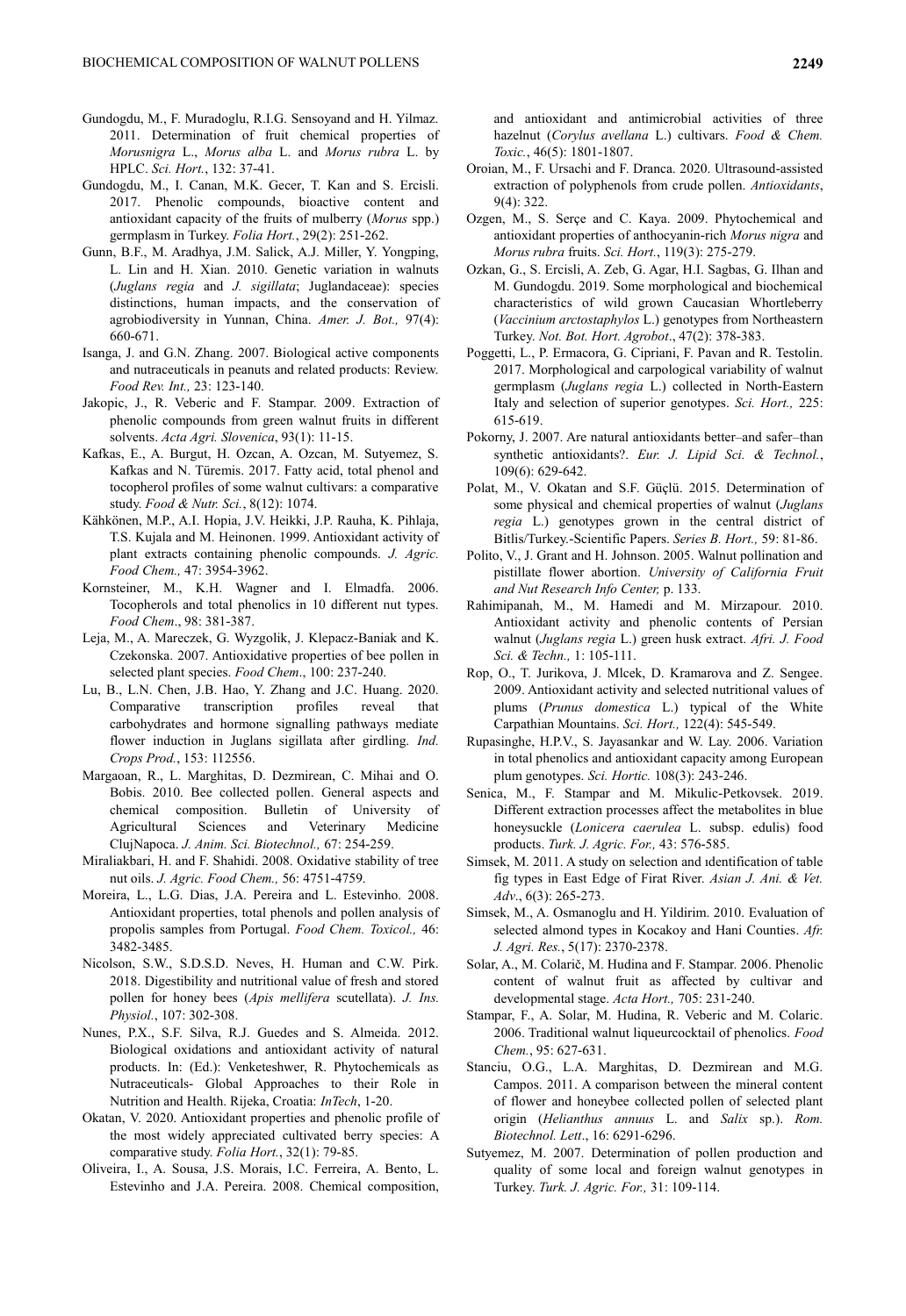Gundogdu, M., F. Muradoglu, R.I.G. Sensoyand and H. Yilmaz. 2011. Determination of fruit chemical properties of *Morusnigra* L., *Morus alba* L. and *Morus rubra* L. by HPLC. *Sci. Hort.*, 132: 37-41.

Gundogdu, M., I. Canan, M.K. Gecer, T. Kan and S. Ercisli. 2017. Phenolic compounds, bioactive content and antioxidant capacity of the fruits of mulberry (*Morus* spp.) germplasm in Turkey. *Folia Hort.*, 29(2): 251-262.

Gunn, B.F., M. Aradhya, J.M. Salick, A.J. Miller, Y. Yongping, L. Lin and H. Xian. 2010. Genetic variation in walnuts (*Juglans regia* and *J. sigillata*; Juglandaceae): species distinctions, human impacts, and the conservation of agrobiodiversity in Yunnan, China. *Amer. J. Bot.,* 97(4): 660-671.

Isanga, J. and G.N. Zhang. 2007. Biological active components and nutraceuticals in peanuts and related products: Review. *Food Rev. Int.,* 23: 123-140.

Jakopic, J., R. Veberic and F. Stampar. 2009. Extraction of phenolic compounds from green walnut fruits in different solvents. *Acta Agri. Slovenica*, 93(1): 11-15.

Kafkas, E., A. Burgut, H. Ozcan, A. Ozcan, M. Sutyemez, S. Kafkas and N. Türemis. 2017. Fatty acid, total phenol and tocopherol profiles of some walnut cultivars: a comparative study. *Food & Nutr. Sci.*, 8(12): 1074.

Kähkönen, M.P., A.I. Hopia, J.V. Heikki, J.P. Rauha, K. Pihlaja, T.S. Kujala and M. Heinonen. 1999. Antioxidant activity of plant extracts containing phenolic compounds. *J. Agric. Food Chem.,* 47: 3954-3962.

Kornsteiner, M., K.H. Wagner and I. Elmadfa. 2006. Tocopherols and total phenolics in 10 different nut types. *Food Chem*., 98: 381-387.

Leja, M., A. Mareczek, G. Wyzgolik, J. Klepacz-Baniak and K. Czekonska. 2007. Antioxidative properties of bee pollen in selected plant species. *Food Chem*., 100: 237-240.

Lu, B., L.N. Chen, J.B. Hao, Y. Zhang and J.C. Huang. 2020. Comparative transcription profiles reveal that carbohydrates and hormone signalling pathways mediate flower induction in Juglans sigillata after girdling. *Ind. Crops Prod.*, 153: 112556.

Margaoan, R., L. Marghitas, D. Dezmirean, C. Mihai and O. Bobis. 2010. Bee collected pollen. General aspects and chemical composition. Bulletin of University of Agricultural Sciences and Veterinary Medicine ClujNapoca. *J. Anim. Sci. Biotechnol.,* 67: 254-259.

Miraliakbari, H. and F. Shahidi. 2008. Oxidative stability of tree nut oils. *J. Agric. Food Chem.,* 56: 4751-4759.

Moreira, L., L.G. Dias, J.A. Pereira and L. Estevinho. 2008. Antioxidant properties, total phenols and pollen analysis of propolis samples from Portugal. *Food Chem. Toxicol.,* 46: 3482-3485.

Nicolson, S.W., S.D.S.D. Neves, H. Human and C.W. Pirk. 2018. Digestibility and nutritional value of fresh and stored pollen for honey bees (*Apis mellifera* scutellata). *J. Ins. Physiol.*, 107: 302-308.

Nunes, P.X., S.F. Silva, R.J. Guedes and S. Almeida. 2012. Biological oxidations and antioxidant activity of natural products. In: (Ed.): Venketeshwer, R. Phytochemicals as Nutraceuticals- Global Approaches to their Role in Nutrition and Health. Rijeka, Croatia: *InTech*, 1-20.

Okatan, V. 2020. Antioxidant properties and phenolic profile of the most widely appreciated cultivated berry species: A comparative study. *Folia Hort.*, 32(1): 79-85.

Oliveira, I., A. Sousa, J.S. Morais, I.C. Ferreira, A. Bento, L. Estevinho and J.A. Pereira. 2008. Chemical composition, and antioxidant and antimicrobial activities of three hazelnut (*Corylus avellana* L.) cultivars. *Food & Chem. Toxic.*, 46(5): 1801-1807.

Oroian, M., F. Ursachi and F. Dranca. 2020. Ultrasound-assisted extraction of polyphenols from crude pollen. *Antioxidants*, 9(4): 322.

Ozgen, M., S. Serçe and C. Kaya. 2009. Phytochemical and antioxidant properties of anthocyanin-rich *Morus nigra* and *Morus rubra* fruits. *Sci. Hort.*, 119(3): 275-279.

Ozkan, G., S. Ercisli, A. Zeb, G. Agar, H.I. Sagbas, G. Ilhan and M. Gundogdu. 2019. Some morphological and biochemical characteristics of wild grown Caucasian Whortleberry (*Vaccinium arctostaphylos* L.) genotypes from Northeastern Turkey. *Not. Bot. Hort. Agrobot*., 47(2): 378-383.

Poggetti, L., P. Ermacora, G. Cipriani, F. Pavan and R. Testolin. 2017. Morphological and carpological variability of walnut germplasm (*Juglans regia* L.) collected in North-Eastern Italy and selection of superior genotypes. *Sci. Hort.,* 225: 615-619.

Pokorny, J. 2007. Are natural antioxidants better–and safer–than synthetic antioxidants?. *Eur. J. Lipid Sci. & Technol.*, 109(6): 629-642.

Polat, M., V. Okatan and S.F. Güçlü. 2015. Determination of some physical and chemical properties of walnut (*Juglans regia* L.) genotypes grown in the central district of Bitlis/Turkey.-Scientific Papers. *Series B. Hort.,* 59: 81-86.

Polito, V., J. Grant and H. Johnson. 2005. Walnut pollination and pistillate flower abortion. *University of California Fruit and Nut Research Info Center,* p. 133.

Rahimipanah, M., M. Hamedi and M. Mirzapour. 2010. Antioxidant activity and phenolic contents of Persian walnut (*Juglans regia* L.) green husk extract. *Afri. J. Food Sci. & Techn.,* 1: 105-111.

Rop, O., T. Jurikova, J. Mlcek, D. Kramarova and Z. Sengee. 2009. Antioxidant activity and selected nutritional values of plums (*Prunus domestica* L.) typical of the White Carpathian Mountains. *Sci. Hort.,* 122(4): 545-549.

Rupasinghe, H.P.V., S. Jayasankar and W. Lay. 2006. Variation in total phenolics and antioxidant capacity among European plum genotypes. *Sci. Hortic.* 108(3): 243-246.

Senica, M., F. Stampar and M. Mikulic-Petkovsek. 2019. Different extraction processes affect the metabolites in blue honeysuckle (*Lonicera caerulea* L. subsp. edulis) food products. *Turk. J. Agric. For.,* 43: 576-585.

Simsek, M. 2011. A study on selection and ıdentification of table fig types in East Edge of Firat River. *Asian J. Ani. & Vet. Adv*., 6(3): 265-273.

Simsek, M., A. Osmanoglu and H. Yildirim. 2010. Evaluation of selected almond types in Kocakoy and Hani Counties. *Afr. J. Agri. Res.*, 5(17): 2370-2378.

Solar, A., M. Colarič, M. Hudina and F. Stampar. 2006. Phenolic content of walnut fruit as affected by cultivar and developmental stage. *Acta Hort.,* 705: 231-240.

Stampar, F., A. Solar, M. Hudina, R. Veberic and M. Colaric. 2006. Traditional walnut liqueurcocktail of phenolics. *Food Chem.*, 95: 627-631.

Stanciu, O.G., L.A. Marghitas, D. Dezmirean and M.G. Campos. 2011. A comparison between the mineral content of flower and honeybee collected pollen of selected plant origin (*Helianthus annuus* L. and *Salix* sp.). *Rom. Biotechnol. Lett*., 16: 6291-6296.

Sutyemez, M. 2007. Determination of pollen production and quality of some local and foreign walnut genotypes in Turkey. *Turk. J. Agric. For.,* 31: 109-114.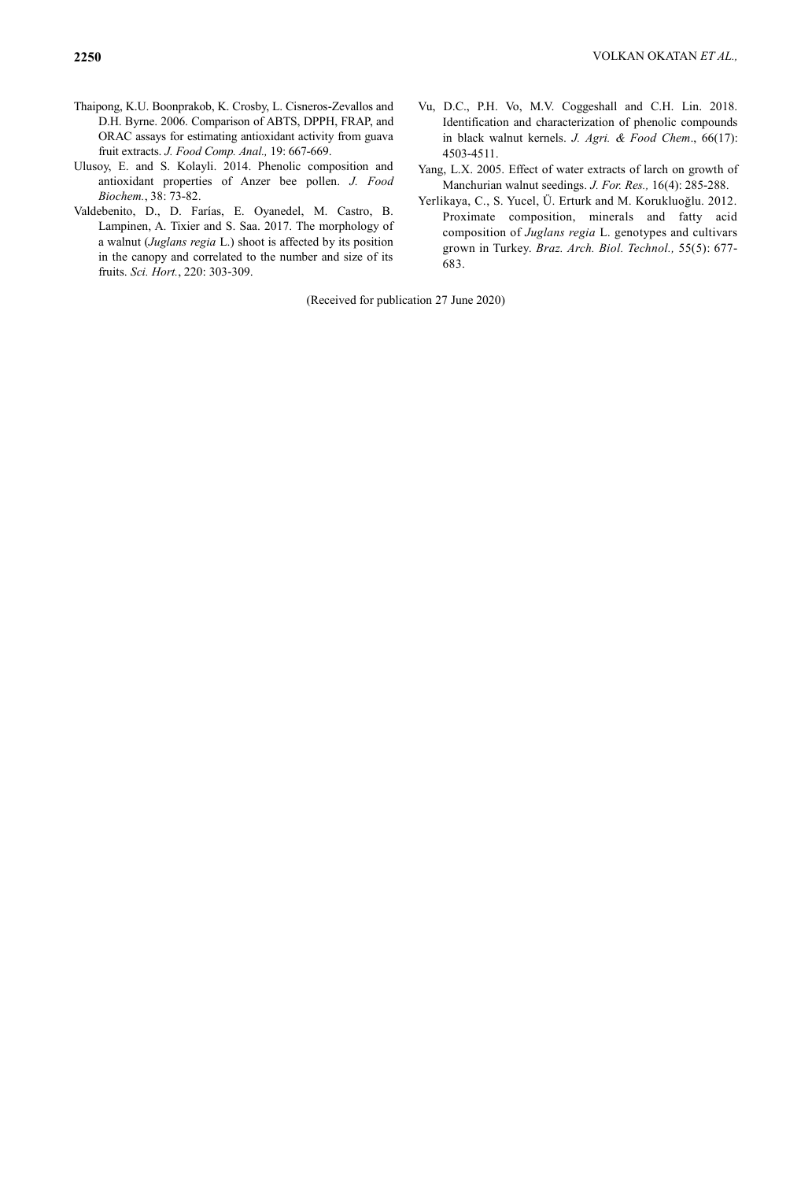Thaipong, K.U. Boonprakob, K. Crosby, L. Cisneros-Zevallos and D.H. Byrne. 2006. Comparison of ABTS, DPPH, FRAP, and ORAC assays for estimating antioxidant activity from guava fruit extracts. *J. Food Comp. Anal.,* 19: 667-669.

Ulusoy, E. and S. Kolayli. 2014. Phenolic composition and antioxidant properties of Anzer bee pollen. *J. Food Biochem.*, 38: 73-82.

Valdebenito, D., D. Farías, E. Oyanedel, M. Castro, B. Lampinen, A. Tixier and S. Saa. 2017. The morphology of a walnut (*Juglans regia* L.) shoot is affected by its position in the canopy and correlated to the number and size of its fruits. *Sci. Hort.*, 220: 303-309.

Vu, D.C., P.H. Vo, M.V. Coggeshall and C.H. Lin. 2018. Identification and characterization of phenolic compounds in black walnut kernels. *J. Agri. & Food Chem*., 66(17): 4503-4511.

Yang, L.X. 2005. Effect of water extracts of larch on growth of Manchurian walnut seedings. *J. For. Res.,* 16(4): 285-288.

Yerlikaya, C., S. Yucel, Ü. Erturk and M. Korukluoğlu. 2012. Proximate composition, minerals and fatty acid composition of *Juglans regia* L. genotypes and cultivars grown in Turkey. *Braz. Arch. Biol. Technol.,* 55(5): 677-683.

(Received for publication 27 June 2020)